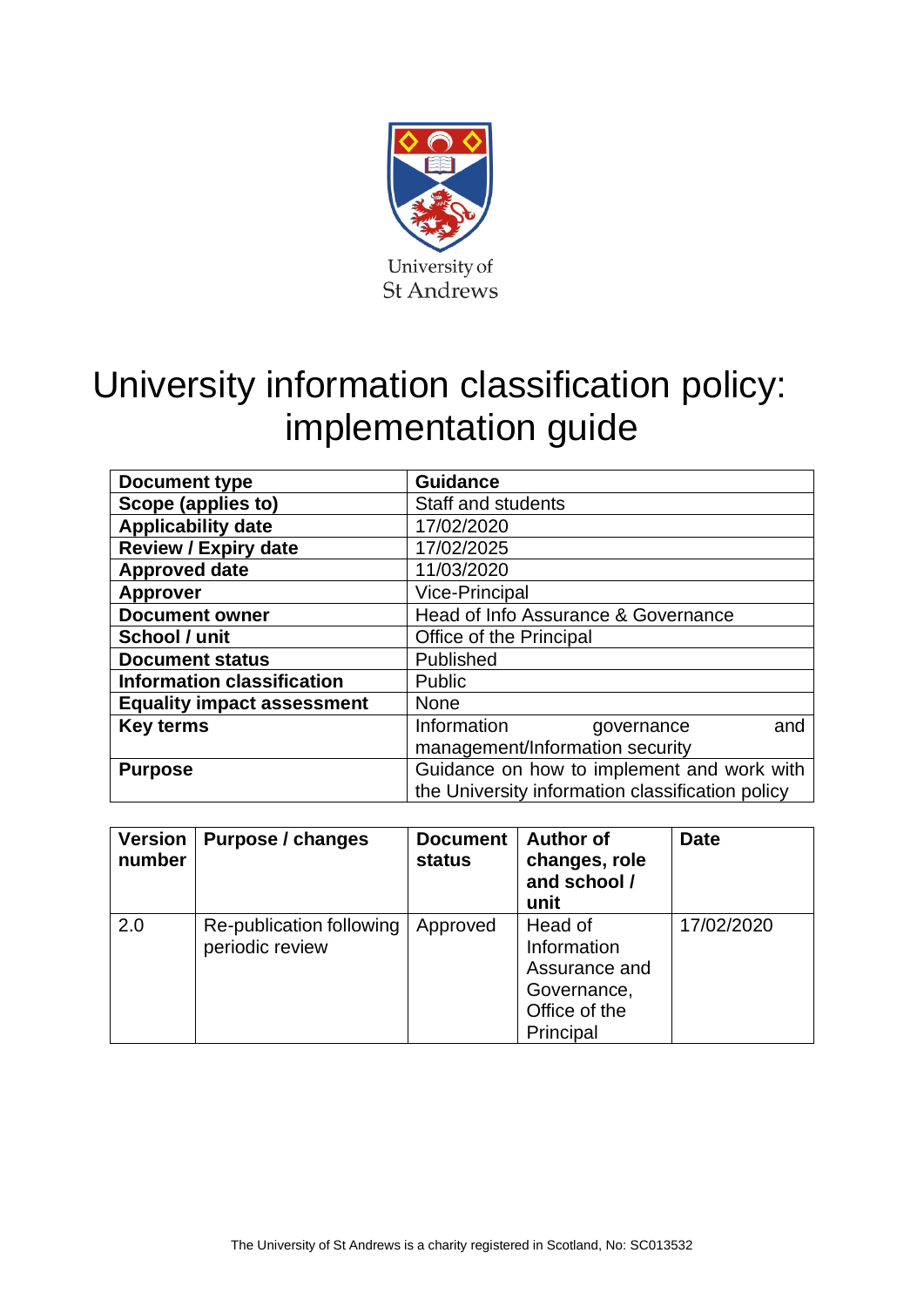University of St Andrews

# University information classification policy: implementation guide

| Document type | Guidance |
|---|---|
| Scope (applies to) | Staff and students |
| Applicability date | 17/02/2020 |
| Review / Expiry date | 17/02/2025 |
| Approved date | 11/03/2020 |
| Approver | Vice-Principal |
| Document owner | Head of Info Assurance & Governance |
| School / unit | Office of the Principal |
| Document status | Published |
| Information classification | Public |
| Equality impact assessment | None |
| Key terms | Information governance and management/Information security |
| Purpose | Guidance on how to implement and work with the University information classification policy |

| Version number | Purpose / changes | Document status | Author of changes, role and school / unit | Date |
|---|---|---|---|---|
| 2.0 | Re-publication following periodic review | Approved | Head of Information Assurance and Governance, Office of the Principal | 17/02/2020 |

The University of St Andrews is a charity registered in Scotland, No: SC013532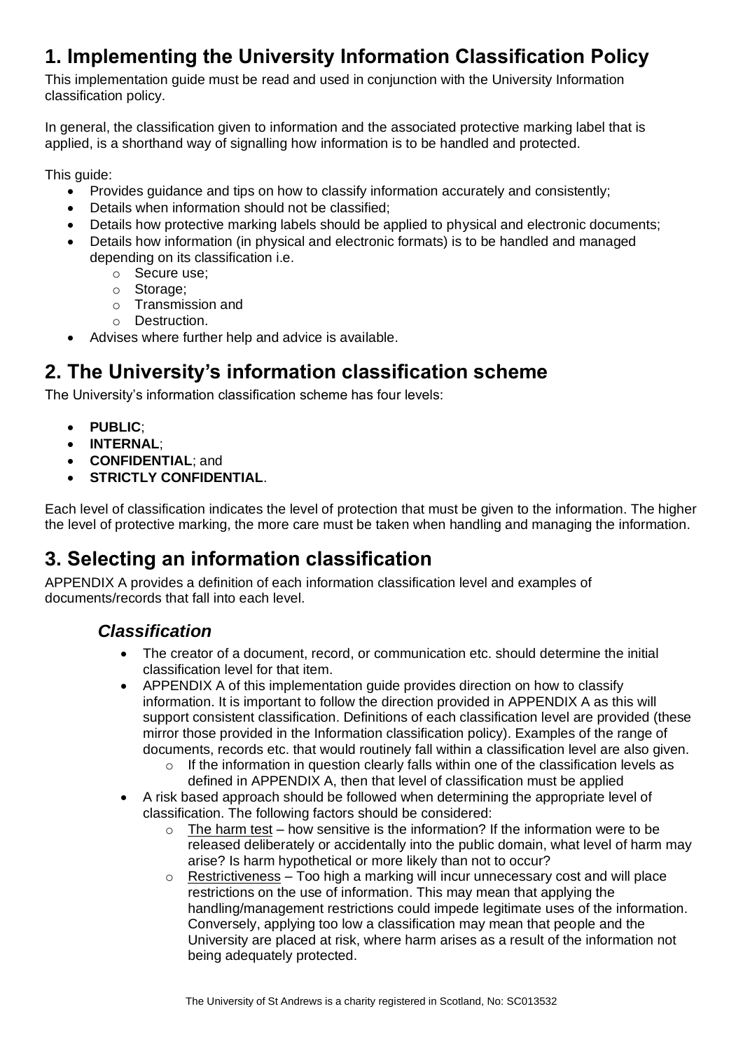## 1. Implementing the University Information Classification Policy

This implementation guide must be read and used in conjunction with the University Information classification policy.

In general, the classification given to information and the associated protective marking label that is applied, is a shorthand way of signalling how information is to be handled and protected.

This guide:

- Provides guidance and tips on how to classify information accurately and consistently;
- Details when information should not be classified;
- Details how protective marking labels should be applied to physical and electronic documents;
- Details how information (in physical and electronic formats) is to be handled and managed depending on its classification i.e.
  - Secure use;
  - Storage;
  - Transmission and
  - Destruction.
- Advises where further help and advice is available.

## 2. The University's information classification scheme

The University's information classification scheme has four levels:

- **PUBLIC**;
- **INTERNAL**;
- **CONFIDENTIAL**; and
- **STRICTLY CONFIDENTIAL**.

Each level of classification indicates the level of protection that must be given to the information. The higher the level of protective marking, the more care must be taken when handling and managing the information.

## 3. Selecting an information classification

APPENDIX A provides a definition of each information classification level and examples of documents/records that fall into each level.

### *Classification*

- The creator of a document, record, or communication etc. should determine the initial classification level for that item.
- APPENDIX A of this implementation guide provides direction on how to classify information. It is important to follow the direction provided in APPENDIX A as this will support consistent classification. Definitions of each classification level are provided (these mirror those provided in the Information classification policy). Examples of the range of documents, records etc. that would routinely fall within a classification level are also given.
  - If the information in question clearly falls within one of the classification levels as defined in APPENDIX A, then that level of classification must be applied
- A risk based approach should be followed when determining the appropriate level of classification. The following factors should be considered:
  - The harm test – how sensitive is the information? If the information were to be released deliberately or accidentally into the public domain, what level of harm may arise? Is harm hypothetical or more likely than not to occur?
  - Restrictiveness – Too high a marking will incur unnecessary cost and will place restrictions on the use of information. This may mean that applying the handling/management restrictions could impede legitimate uses of the information. Conversely, applying too low a classification may mean that people and the University are placed at risk, where harm arises as a result of the information not being adequately protected.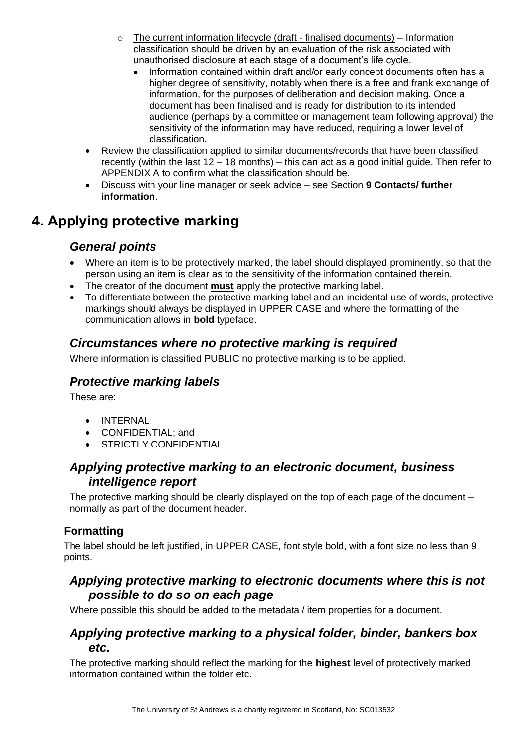- <u>The current information lifecycle (draft - finalised documents)</u> – Information classification should be driven by an evaluation of the risk associated with unauthorised disclosure at each stage of a document's life cycle.
    - Information contained within draft and/or early concept documents often has a higher degree of sensitivity, notably when there is a free and frank exchange of information, for the purposes of deliberation and decision making. Once a document has been finalised and is ready for distribution to its intended audience (perhaps by a committee or management team following approval) the sensitivity of the information may have reduced, requiring a lower level of classification.
- Review the classification applied to similar documents/records that have been classified recently (within the last 12 – 18 months) – this can act as a good initial guide. Then refer to APPENDIX A to confirm what the classification should be.
- Discuss with your line manager or seek advice – see Section **9 Contacts/ further information**.

# 4. Applying protective marking

## *General points*

- Where an item is to be protectively marked, the label should displayed prominently, so that the person using an item is clear as to the sensitivity of the information contained therein.
- The creator of the document **<u>must</u>** apply the protective marking label.
- To differentiate between the protective marking label and an incidental use of words, protective markings should always be displayed in UPPER CASE and where the formatting of the communication allows in **bold** typeface.

## *Circumstances where no protective marking is required*

Where information is classified PUBLIC no protective marking is to be applied.

## *Protective marking labels*

These are:

- INTERNAL;
- CONFIDENTIAL; and
- STRICTLY CONFIDENTIAL

## *Applying protective marking to an electronic document, business intelligence report*

The protective marking should be clearly displayed on the top of each page of the document – normally as part of the document header.

### Formatting

The label should be left justified, in UPPER CASE, font style bold, with a font size no less than 9 points.

## *Applying protective marking to electronic documents where this is not possible to do so on each page*

Where possible this should be added to the metadata / item properties for a document.

## *Applying protective marking to a physical folder, binder, bankers box etc.*

The protective marking should reflect the marking for the **highest** level of protectively marked information contained within the folder etc.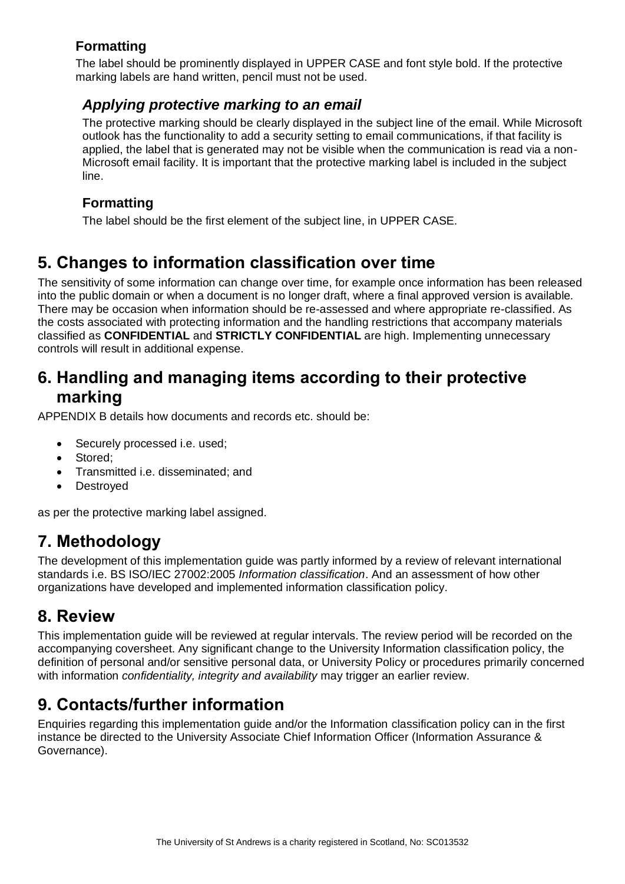### Formatting

The label should be prominently displayed in UPPER CASE and font style bold. If the protective marking labels are hand written, pencil must not be used.

### *Applying protective marking to an email*

The protective marking should be clearly displayed in the subject line of the email. While Microsoft outlook has the functionality to add a security setting to email communications, if that facility is applied, the label that is generated may not be visible when the communication is read via a non-Microsoft email facility. It is important that the protective marking label is included in the subject line.

### Formatting

The label should be the first element of the subject line, in UPPER CASE.

## 5. Changes to information classification over time

The sensitivity of some information can change over time, for example once information has been released into the public domain or when a document is no longer draft, where a final approved version is available. There may be occasion when information should be re-assessed and where appropriate re-classified. As the costs associated with protecting information and the handling restrictions that accompany materials classified as **CONFIDENTIAL** and **STRICTLY CONFIDENTIAL** are high. Implementing unnecessary controls will result in additional expense.

## 6. Handling and managing items according to their protective marking

APPENDIX B details how documents and records etc. should be:

- Securely processed i.e. used;
- Stored;
- Transmitted i.e. disseminated; and
- Destroyed

as per the protective marking label assigned.

## 7. Methodology

The development of this implementation guide was partly informed by a review of relevant international standards i.e. BS ISO/IEC 27002:2005 *Information classification*. And an assessment of how other organizations have developed and implemented information classification policy.

## 8. Review

This implementation guide will be reviewed at regular intervals. The review period will be recorded on the accompanying coversheet. Any significant change to the University Information classification policy, the definition of personal and/or sensitive personal data, or University Policy or procedures primarily concerned with information *confidentiality, integrity and availability* may trigger an earlier review.

## 9. Contacts/further information

Enquiries regarding this implementation guide and/or the Information classification policy can in the first instance be directed to the University Associate Chief Information Officer (Information Assurance & Governance).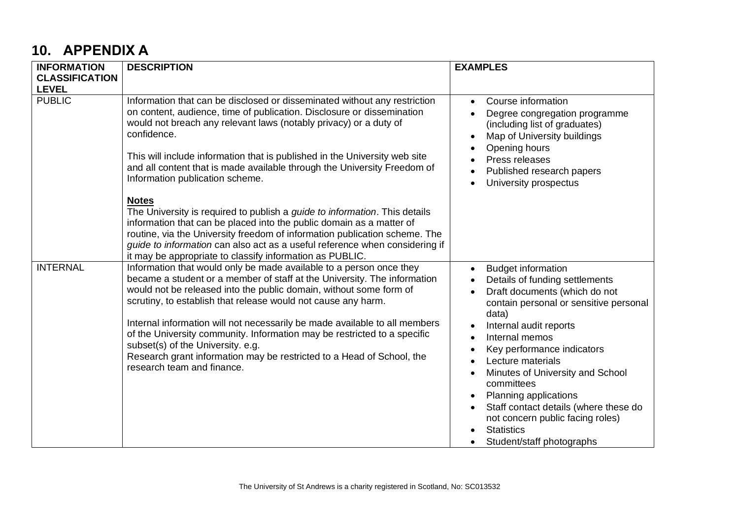## 10. APPENDIX A

| INFORMATION CLASSIFICATION LEVEL | DESCRIPTION | EXAMPLES |
|---|---|---|
| PUBLIC | Information that can be disclosed or disseminated without any restriction on content, audience, time of publication. Disclosure or dissemination would not breach any relevant laws (notably privacy) or a duty of confidence.<br><br>This will include information that is published in the University web site and all content that is made available through the University Freedom of Information publication scheme.<br><br>**Notes**<br>The University is required to publish a *guide to information*. This details information that can be placed into the public domain as a matter of routine, via the University freedom of information publication scheme. The *guide to information* can also act as a useful reference when considering if it may be appropriate to classify information as PUBLIC. | • Course information<br>• Degree congregation programme (including list of graduates)<br>• Map of University buildings<br>• Opening hours<br>• Press releases<br>• Published research papers<br>• University prospectus |
| INTERNAL | Information that would only be made available to a person once they became a student or a member of staff at the University. The information would not be released into the public domain, without some form of scrutiny, to establish that release would not cause any harm.<br><br>Internal information will not necessarily be made available to all members of the University community. Information may be restricted to a specific subset(s) of the University. e.g.<br>Research grant information may be restricted to a Head of School, the research team and finance. | • Budget information<br>• Details of funding settlements<br>• Draft documents (which do not contain personal or sensitive personal data)<br>• Internal audit reports<br>• Internal memos<br>• Key performance indicators<br>• Lecture materials<br>• Minutes of University and School committees<br>• Planning applications<br>• Staff contact details (where these do not concern public facing roles)<br>• Statistics<br>• Student/staff photographs |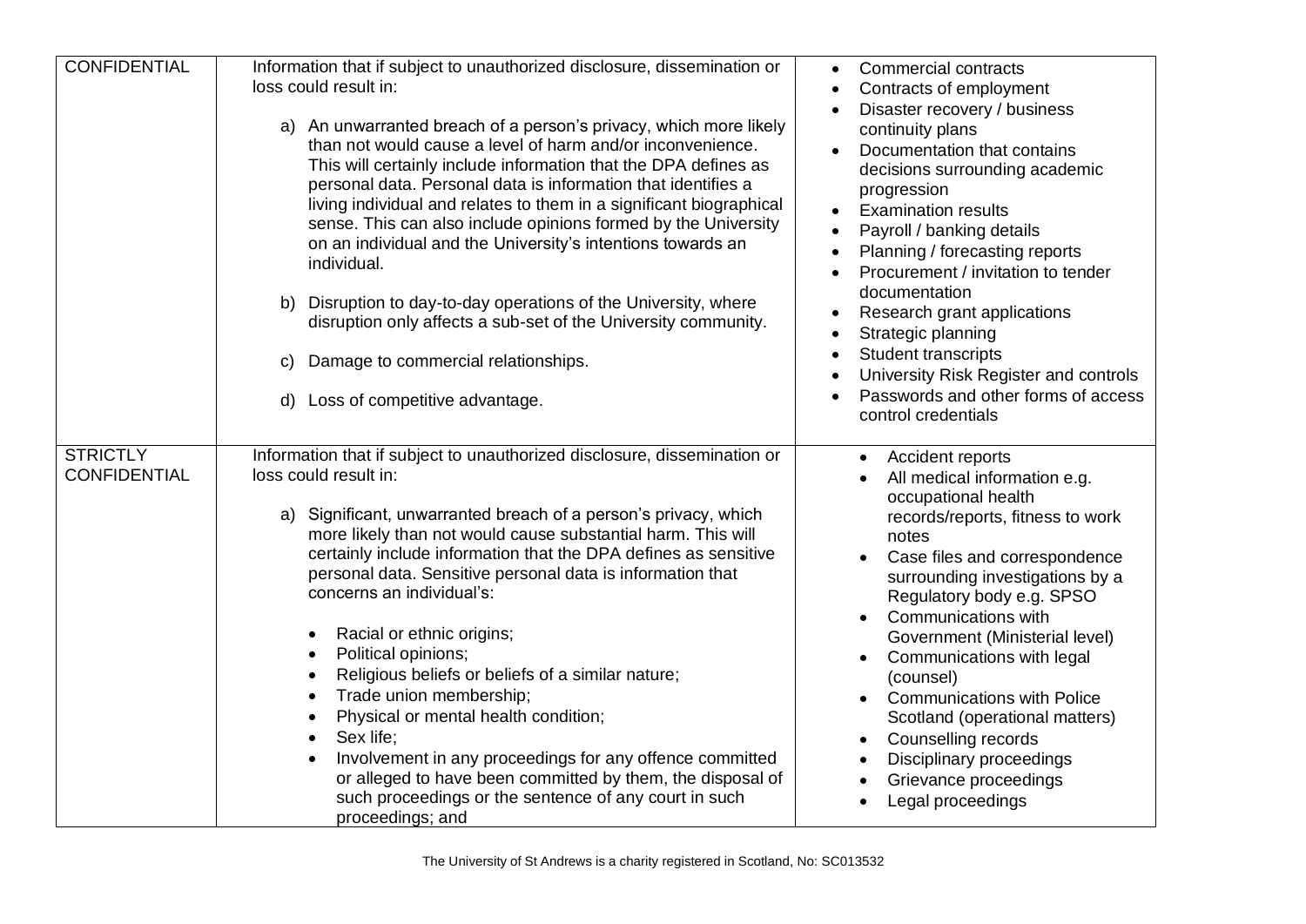| | | |
|---|---|---|
| CONFIDENTIAL | Information that if subject to unauthorized disclosure, dissemination or loss could result in:<br><br>a) An unwarranted breach of a person's privacy, which more likely than not would cause a level of harm and/or inconvenience. This will certainly include information that the DPA defines as personal data. Personal data is information that identifies a living individual and relates to them in a significant biographical sense. This can also include opinions formed by the University on an individual and the University's intentions towards an individual.<br><br>b) Disruption to day-to-day operations of the University, where disruption only affects a sub-set of the University community.<br><br>c) Damage to commercial relationships.<br><br>d) Loss of competitive advantage. | • Commercial contracts<br>• Contracts of employment<br>• Disaster recovery / business continuity plans<br>• Documentation that contains decisions surrounding academic progression<br>• Examination results<br>• Payroll / banking details<br>• Planning / forecasting reports<br>• Procurement / invitation to tender documentation<br>• Research grant applications<br>• Strategic planning<br>• Student transcripts<br>• University Risk Register and controls<br>• Passwords and other forms of access control credentials |
| STRICTLY CONFIDENTIAL | Information that if subject to unauthorized disclosure, dissemination or loss could result in:<br><br>a) Significant, unwarranted breach of a person's privacy, which more likely than not would cause substantial harm. This will certainly include information that the DPA defines as sensitive personal data. Sensitive personal data is information that concerns an individual's:<br><br>• Racial or ethnic origins;<br>• Political opinions;<br>• Religious beliefs or beliefs of a similar nature;<br>• Trade union membership;<br>• Physical or mental health condition;<br>• Sex life;<br>• Involvement in any proceedings for any offence committed or alleged to have been committed by them, the disposal of such proceedings or the sentence of any court in such proceedings; and | • Accident reports<br>• All medical information e.g. occupational health records/reports, fitness to work notes<br>• Case files and correspondence surrounding investigations by a Regulatory body e.g. SPSO<br>• Communications with Government (Ministerial level)<br>• Communications with legal (counsel)<br>• Communications with Police Scotland (operational matters)<br>• Counselling records<br>• Disciplinary proceedings<br>• Grievance proceedings<br>• Legal proceedings |

The University of St Andrews is a charity registered in Scotland, No: SC013532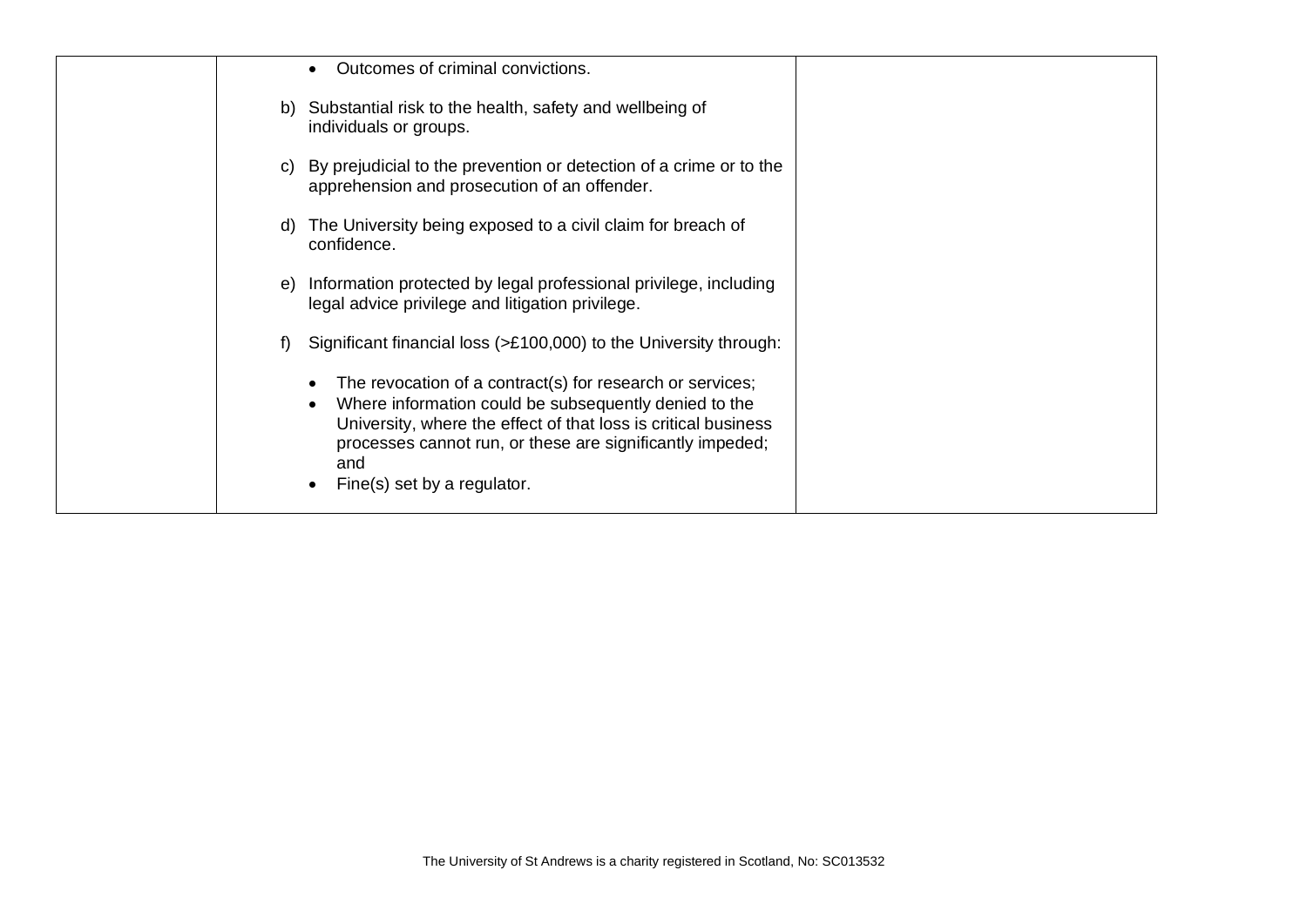|  | - Outcomes of criminal convictions.<br><br>b) Substantial risk to the health, safety and wellbeing of individuals or groups.<br><br>c) By prejudicial to the prevention or detection of a crime or to the apprehension and prosecution of an offender.<br><br>d) The University being exposed to a civil claim for breach of confidence.<br><br>e) Information protected by legal professional privilege, including legal advice privilege and litigation privilege.<br><br>f) Significant financial loss (>£100,000) to the University through:<br><br>- The revocation of a contract(s) for research or services;<br>- Where information could be subsequently denied to the University, where the effect of that loss is critical business processes cannot run, or these are significantly impeded; and<br>- Fine(s) set by a regulator. |  |
|---|---|---|

The University of St Andrews is a charity registered in Scotland, No: SC013532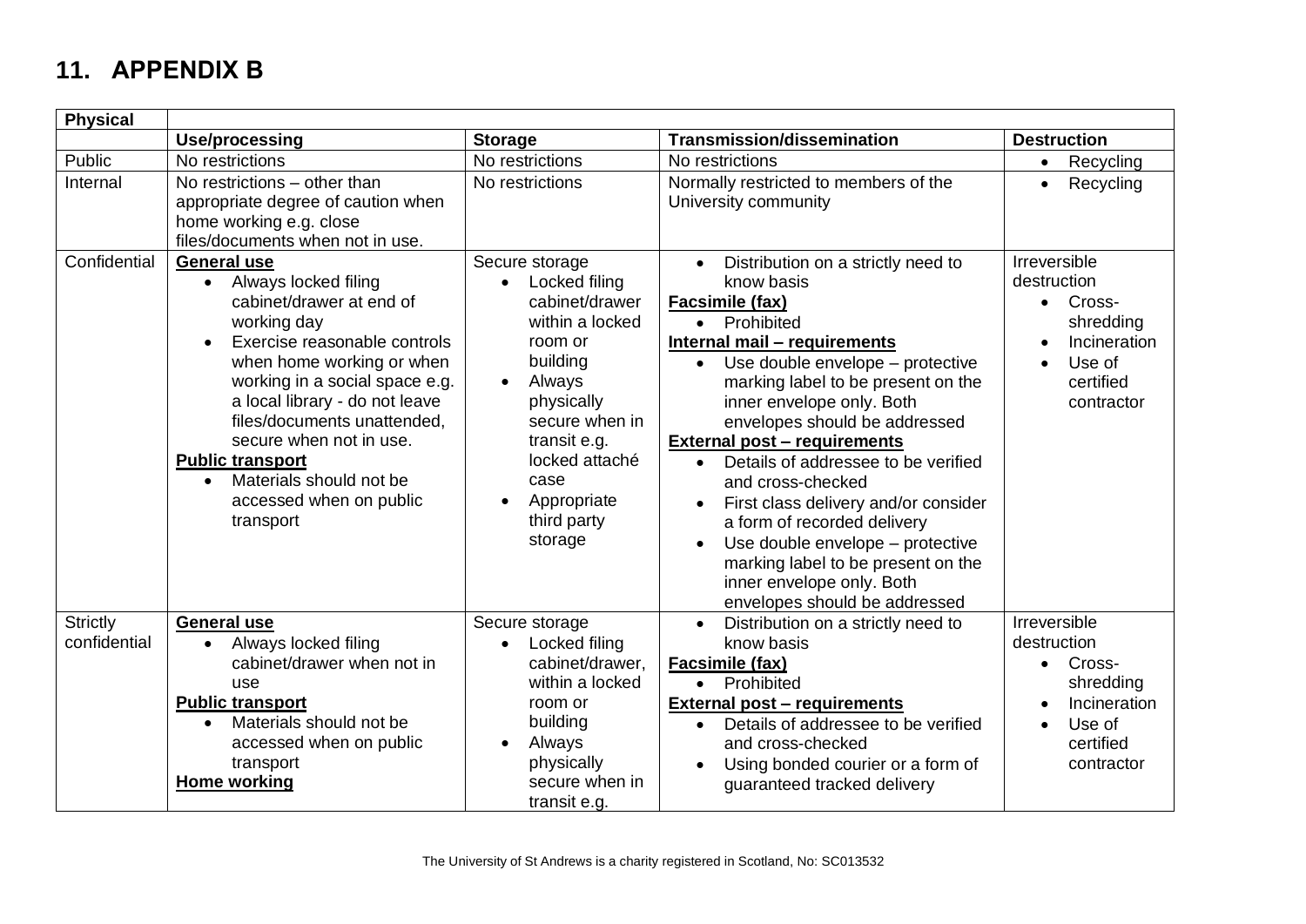# 11. APPENDIX B

| Physical | | | | |
|---|---|---|---|---|
| | **Use/processing** | **Storage** | **Transmission/dissemination** | **Destruction** |
| Public | No restrictions | No restrictions | No restrictions | • Recycling |
| Internal | No restrictions – other than appropriate degree of caution when home working e.g. close files/documents when not in use. | No restrictions | Normally restricted to members of the University community | • Recycling |
| Confidential | **General use**<br>• Always locked filing cabinet/drawer at end of working day<br>• Exercise reasonable controls when home working or when working in a social space e.g. a local library - do not leave files/documents unattended, secure when not in use.<br>**Public transport**<br>• Materials should not be accessed when on public transport | Secure storage<br>• Locked filing cabinet/drawer within a locked room or building<br>• Always physically secure when in transit e.g. locked attaché case<br>• Appropriate third party storage | • Distribution on a strictly need to know basis<br>**Facsimile (fax)**<br>• Prohibited<br>**Internal mail – requirements**<br>• Use double envelope – protective marking label to be present on the inner envelope only. Both envelopes should be addressed<br>**External post – requirements**<br>• Details of addressee to be verified and cross-checked<br>• First class delivery and/or consider a form of recorded delivery<br>• Use double envelope – protective marking label to be present on the inner envelope only. Both envelopes should be addressed | Irreversible destruction<br>• Cross-shredding<br>• Incineration<br>• Use of certified contractor |
| Strictly confidential | **General use**<br>• Always locked filing cabinet/drawer when not in use<br>**Public transport**<br>• Materials should not be accessed when on public transport<br>**Home working** | Secure storage<br>• Locked filing cabinet/drawer, within a locked room or building<br>• Always physically secure when in transit e.g. | • Distribution on a strictly need to know basis<br>**Facsimile (fax)**<br>• Prohibited<br>**External post – requirements**<br>• Details of addressee to be verified and cross-checked<br>• Using bonded courier or a form of guaranteed tracked delivery | Irreversible destruction<br>• Cross-shredding<br>• Incineration<br>• Use of certified contractor |

The University of St Andrews is a charity registered in Scotland, No: SC013532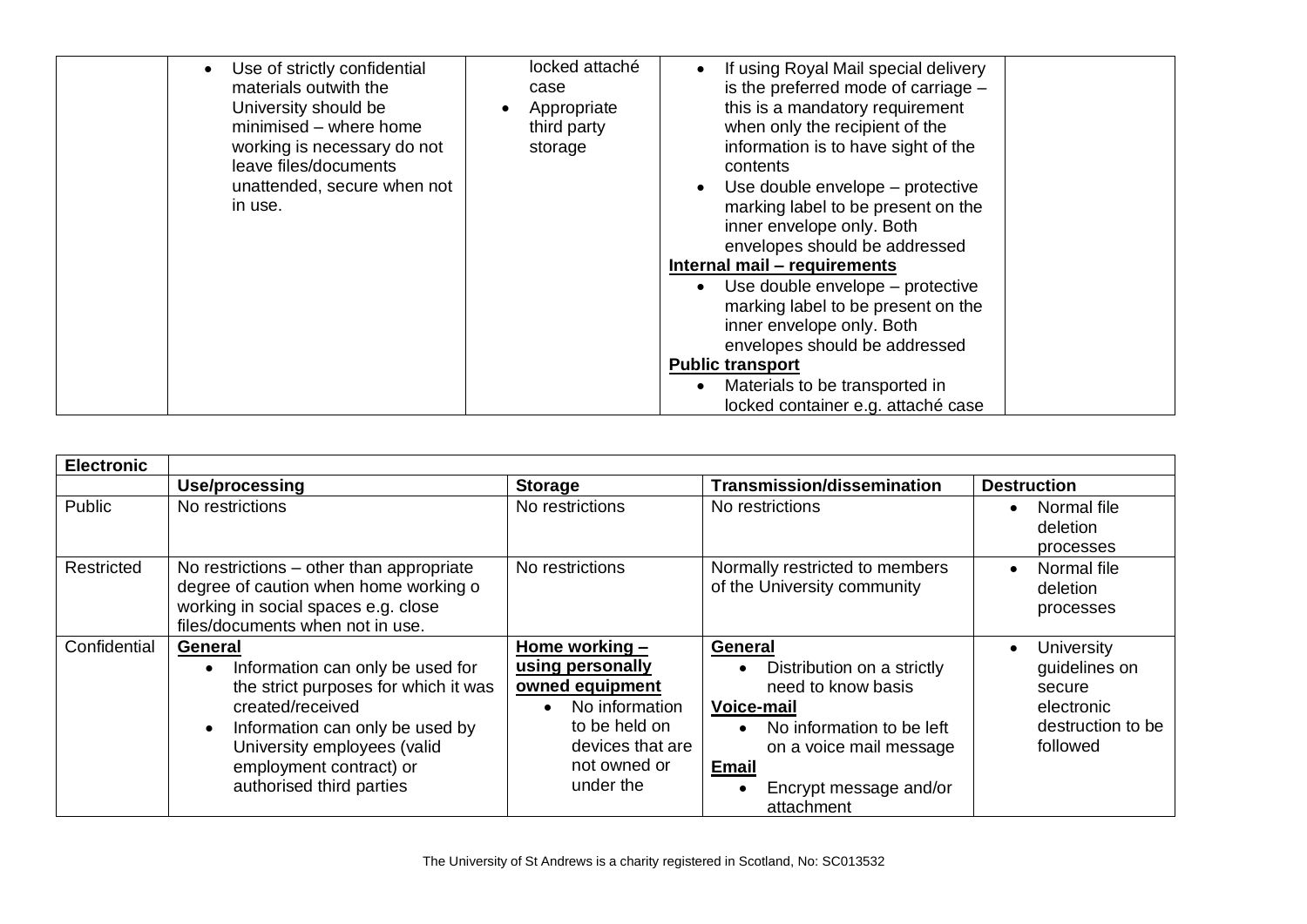| | | | | |
|---|---|---|---|---|
| | • Use of strictly confidential materials outwith the University should be minimised – where home working is necessary do not leave files/documents unattended, secure when not in use. | locked attaché case<br>• Appropriate third party storage | • If using Royal Mail special delivery is the preferred mode of carriage – this is a mandatory requirement when only the recipient of the information is to have sight of the contents<br>• Use double envelope – protective marking label to be present on the inner envelope only. Both envelopes should be addressed<br>**Internal mail – requirements**<br>• Use double envelope – protective marking label to be present on the inner envelope only. Both envelopes should be addressed<br>**Public transport**<br>• Materials to be transported in locked container e.g. attaché case | |

| **Electronic** | | | | |
|---|---|---|---|---|
| | **Use/processing** | **Storage** | **Transmission/dissemination** | **Destruction** |
| Public | No restrictions | No restrictions | No restrictions | • Normal file deletion processes |
| Restricted | No restrictions – other than appropriate degree of caution when home working o working in social spaces e.g. close files/documents when not in use. | No restrictions | Normally restricted to members of the University community | • Normal file deletion processes |
| Confidential | **General**<br>• Information can only be used for the strict purposes for which it was created/received<br>• Information can only be used by University employees (valid employment contract) or authorised third parties | **Home working – using personally owned equipment**<br>• No information to be held on devices that are not owned or under the | **General**<br>• Distribution on a strictly need to know basis<br>**Voice-mail**<br>• No information to be left on a voice mail message<br>**Email**<br>• Encrypt message and/or attachment | • University guidelines on secure electronic destruction to be followed |

The University of St Andrews is a charity registered in Scotland, No: SC013532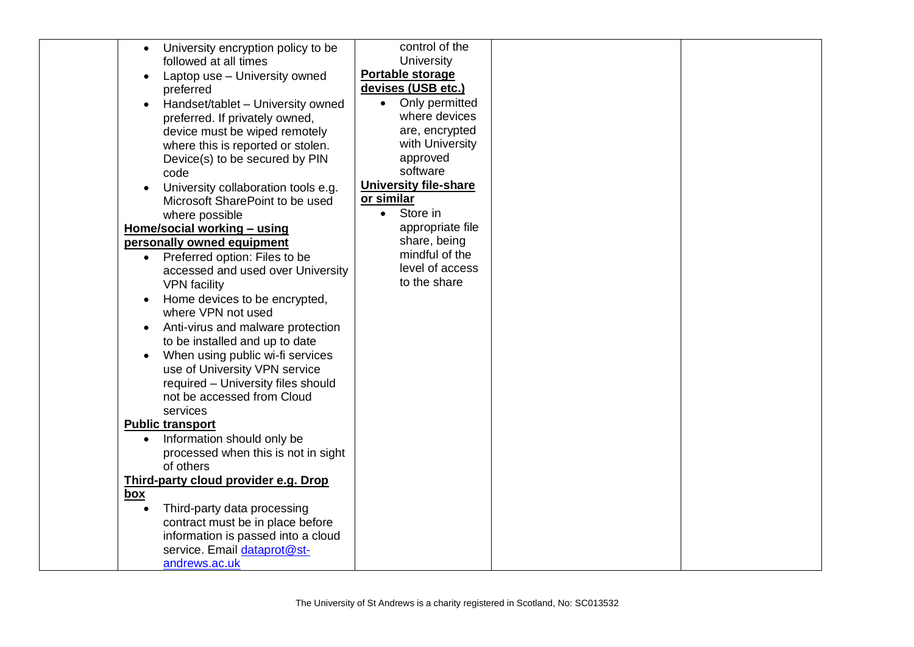| | • University encryption policy to be followed at all times<br>• Laptop use – University owned preferred<br>• Handset/tablet – University owned preferred. If privately owned, device must be wiped remotely where this is reported or stolen. Device(s) to be secured by PIN code<br>• University collaboration tools e.g. Microsoft SharePoint to be used where possible<br>**Home/social working – using personally owned equipment**<br>• Preferred option: Files to be accessed and used over University VPN facility<br>• Home devices to be encrypted, where VPN not used<br>• Anti-virus and malware protection to be installed and up to date<br>• When using public wi-fi services use of University VPN service required – University files should not be accessed from Cloud services<br>**Public transport**<br>• Information should only be processed when this is not in sight of others<br>**Third-party cloud provider e.g. Drop box**<br>• Third-party data processing contract must be in place before information is passed into a cloud service. Email dataprot@st-andrews.ac.uk | control of the University<br>**Portable storage devises (USB etc.)**<br>• Only permitted where devices are, encrypted with University approved software<br>**University file-share or similar**<br>• Store in appropriate file share, being mindful of the level of access to the share | | |
|---|---|---|---|---|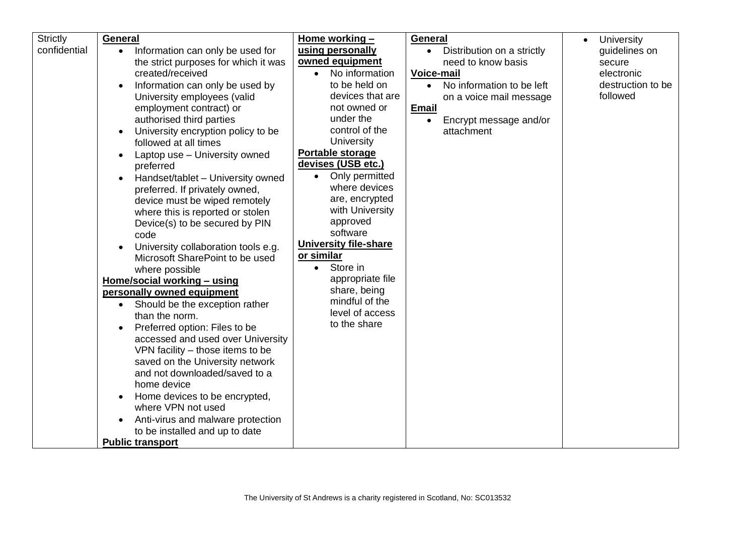| Strictly confidential | **General**<br>• Information can only be used for the strict purposes for which it was created/received<br>• Information can only be used by University employees (valid employment contract) or authorised third parties<br>• University encryption policy to be followed at all times<br>• Laptop use – University owned preferred<br>• Handset/tablet – University owned preferred. If privately owned, device must be wiped remotely where this is reported or stolen Device(s) to be secured by PIN code<br>• University collaboration tools e.g. Microsoft SharePoint to be used where possible<br>**Home/social working – using personally owned equipment**<br>• Should be the exception rather than the norm.<br>• Preferred option: Files to be accessed and used over University VPN facility – those items to be saved on the University network and not downloaded/saved to a home device<br>• Home devices to be encrypted, where VPN not used<br>• Anti-virus and malware protection to be installed and up to date<br>**Public transport** | **Home working – using personally owned equipment**<br>• No information to be held on devices that are not owned or under the control of the University<br>**Portable storage devises (USB etc.)**<br>• Only permitted where devices are, encrypted with University approved software<br>**University file-share or similar**<br>• Store in appropriate file share, being mindful of the level of access to the share | **General**<br>• Distribution on a strictly need to know basis<br>**Voice-mail**<br>• No information to be left on a voice mail message<br>**Email**<br>• Encrypt message and/or attachment | • University guidelines on secure electronic destruction to be followed |
|---|---|---|---|---|

The University of St Andrews is a charity registered in Scotland, No: SC013532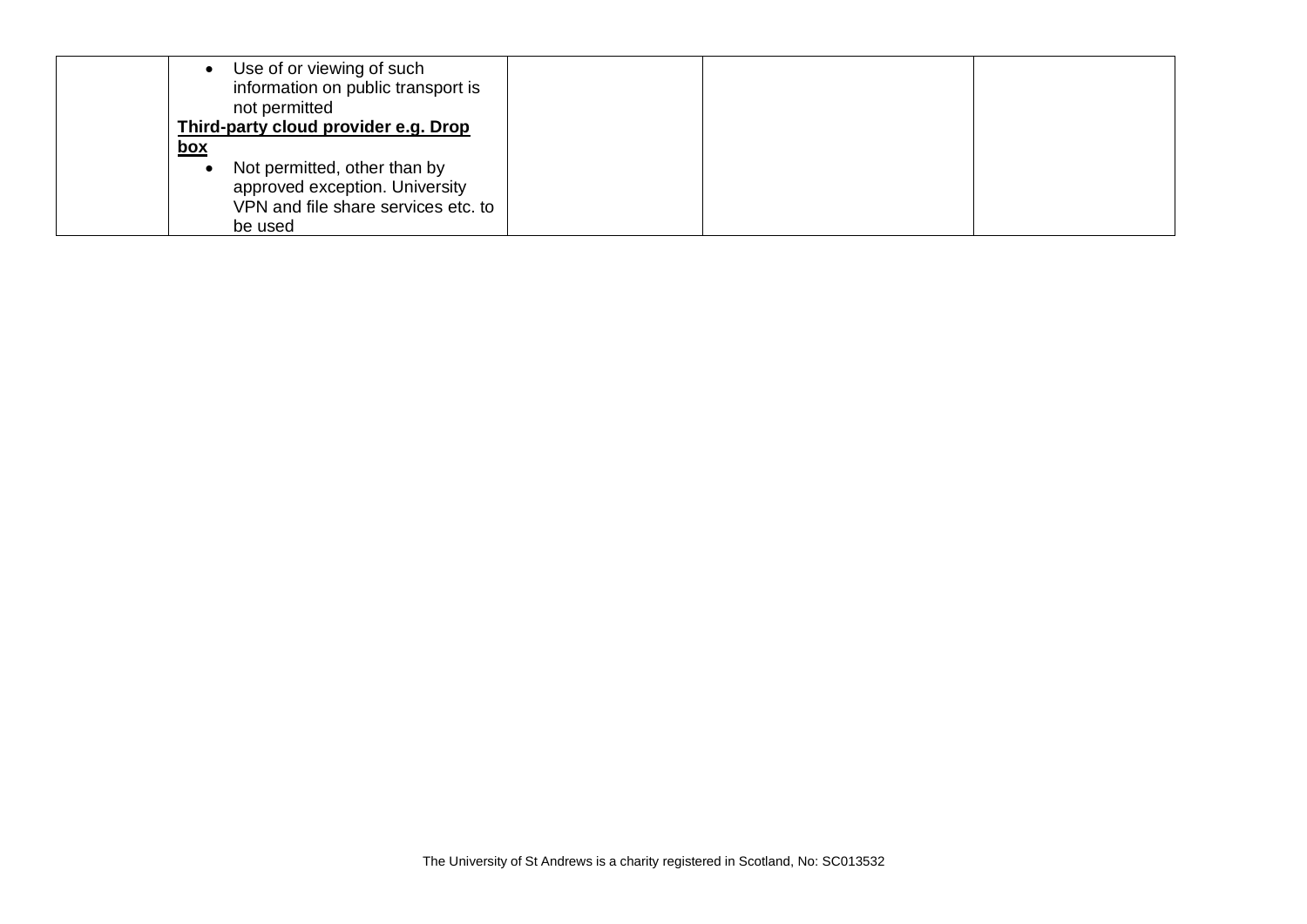| | | | | |
|---|---|---|---|---|
| | • Use of or viewing of such information on public transport is not permitted<br>**Third-party cloud provider e.g. Drop box**<br>• Not permitted, other than by approved exception. University VPN and file share services etc. to be used | | | |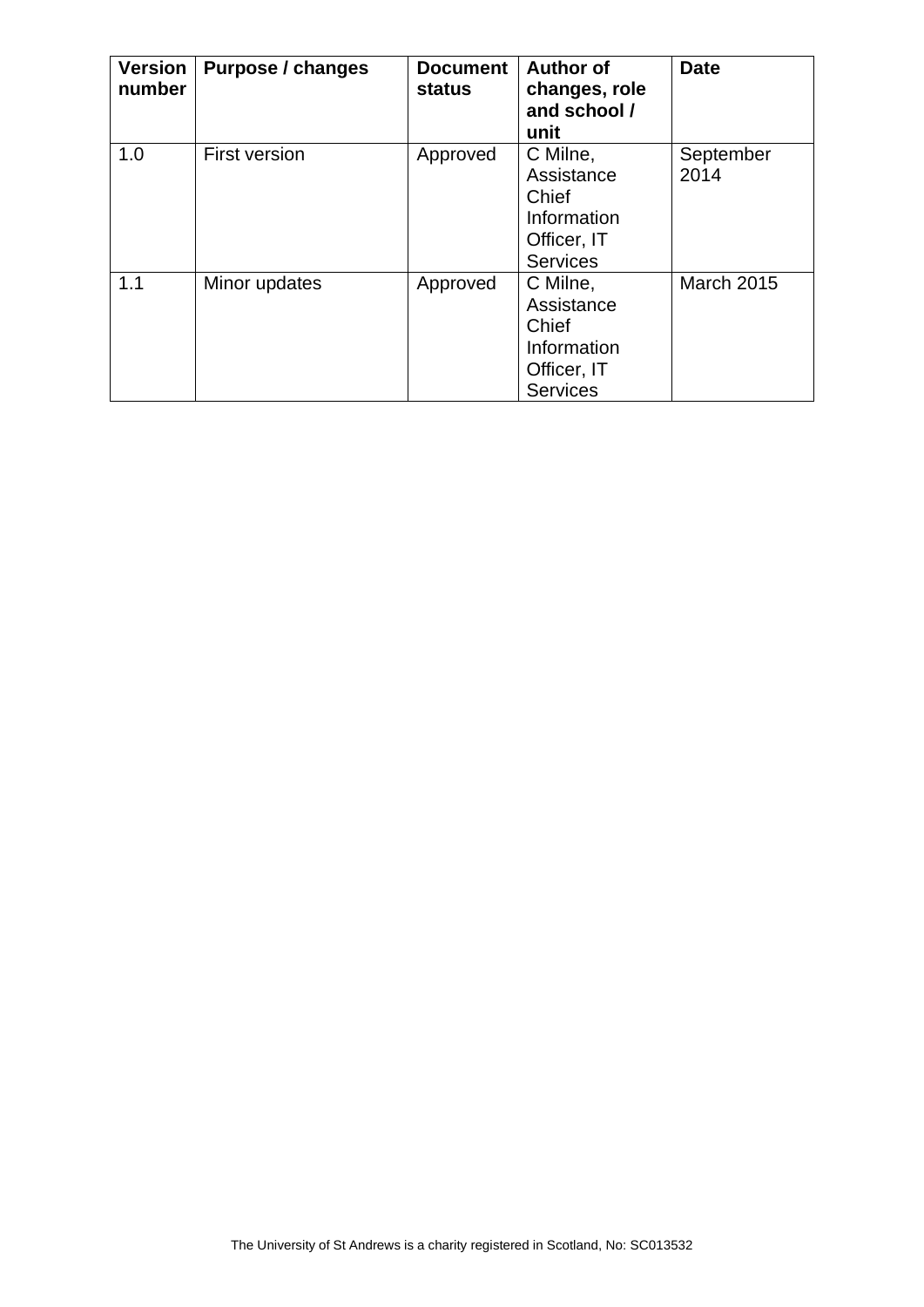| Version number | Purpose / changes | Document status | Author of changes, role and school / unit | Date |
|---|---|---|---|---|
| 1.0 | First version | Approved | C Milne, Assistance Chief Information Officer, IT Services | September 2014 |
| 1.1 | Minor updates | Approved | C Milne, Assistance Chief Information Officer, IT Services | March 2015 |